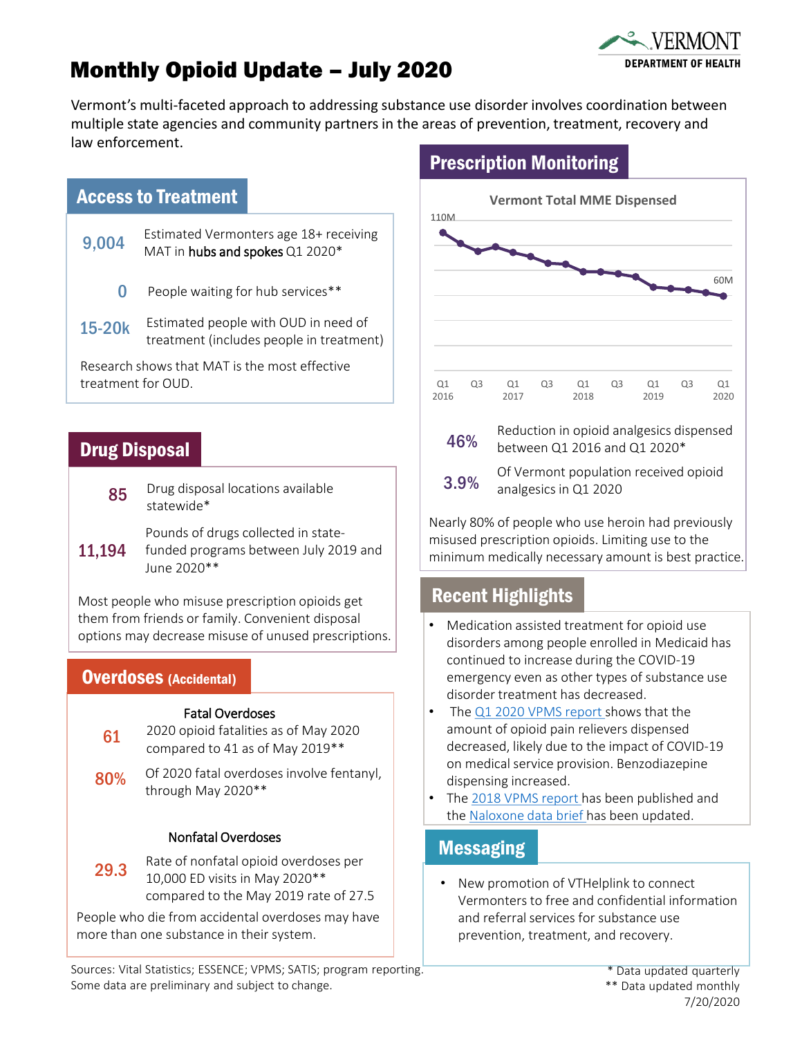# Monthly Opioid Update – July 2020

VERMONT DEPARTMENT OF HEALTH

Vermont's multi-faceted approach to addressing substance use disorder involves coordination between multiple state agencies and community partners in the areas of prevention, treatment, recovery and law enforcement.

## Access to Treatment

**9,004** Estimated Vermonters age 18+ receiving MAT in hubs and spokes Q1 2020*

**0** People waiting for hub services**

**15-20k** Estimated people with OUD in need of treatment (includes people in treatment)

Research shows that MAT is the most effective treatment for OUD.

## Drug Disposal

**85** Drug disposal locations available statewide*

**11,194** Pounds of drugs collected in state-funded programs between July 2019 and June 2020**

Most people who misuse prescription opioids get them from friends or family. Convenient disposal options may decrease misuse of unused prescriptions.

## Overdoses (Accidental)

### Fatal Overdoses

**61** 2020 opioid fatalities as of May 2020 compared to 41 as of May 2019**

**80%** Of 2020 fatal overdoses involve fentanyl, through May 2020**

### Nonfatal Overdoses

**29.3** Rate of nonfatal opioid overdoses per 10,000 ED visits in May 2020** compared to the May 2019 rate of 27.5

People who die from accidental overdoses may have more than one substance in their system.

## Prescription Monitoring

Vermont Total MME Dispensed

110M — 60M (Q1 2016 – Q1 2020)

**46%** Reduction in opioid analgesics dispensed between Q1 2016 and Q1 2020*

**3.9%** Of Vermont population received opioid analgesics in Q1 2020

Nearly 80% of people who use heroin had previously misused prescription opioids. Limiting use to the minimum medically necessary amount is best practice.

## Recent Highlights

- Medication assisted treatment for opioid use disorders among people enrolled in Medicaid has continued to increase during the COVID-19 emergency even as other types of substance use disorder treatment has decreased.
- The Q1 2020 VPMS report shows that the amount of opioid pain relievers dispensed decreased, likely due to the impact of COVID-19 on medical service provision. Benzodiazepine dispensing increased.
- The 2018 VPMS report has been published and the Naloxone data brief has been updated.

## Messaging

- New promotion of VTHelplink to connect Vermonters to free and confidential information and referral services for substance use prevention, treatment, and recovery.

Sources: Vital Statistics; ESSENCE; VPMS; SATIS; program reporting. Some data are preliminary and subject to change.

\* Data updated quarterly
** Data updated monthly
7/20/2020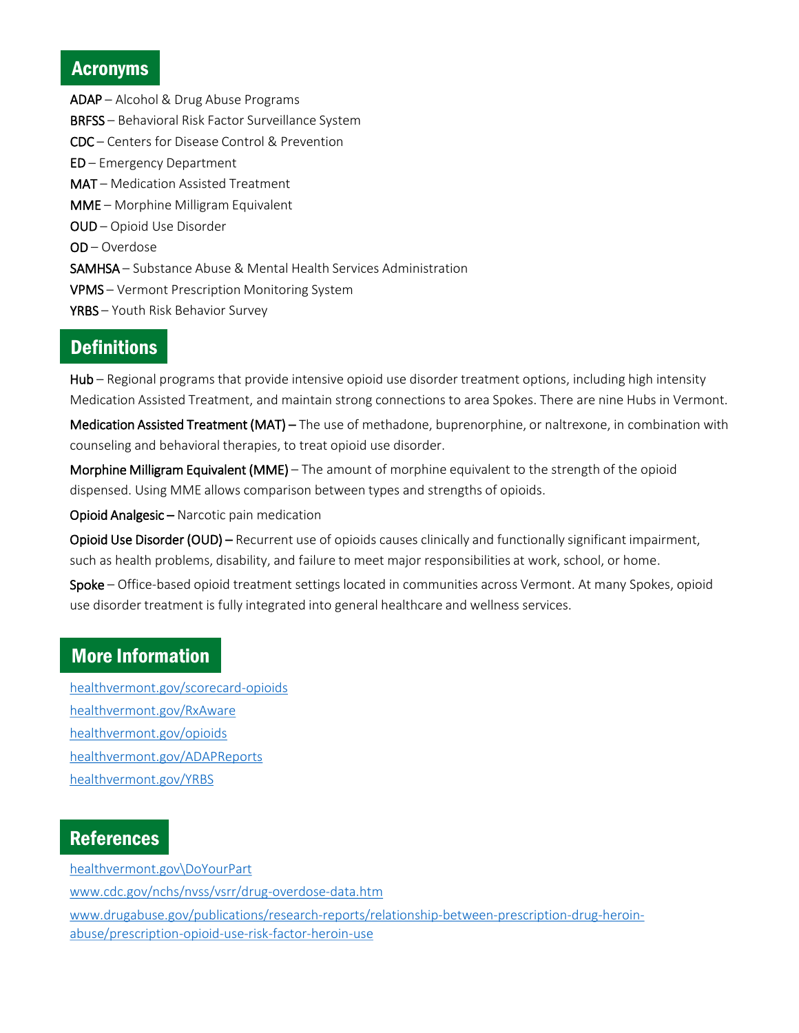## Acronyms

**ADAP** – Alcohol & Drug Abuse Programs
**BRFSS** – Behavioral Risk Factor Surveillance System
**CDC** – Centers for Disease Control & Prevention
**ED** – Emergency Department
**MAT** – Medication Assisted Treatment
**MME** – Morphine Milligram Equivalent
**OUD** – Opioid Use Disorder
**OD** – Overdose
**SAMHSA** – Substance Abuse & Mental Health Services Administration
**VPMS** – Vermont Prescription Monitoring System
**YRBS** – Youth Risk Behavior Survey

## Definitions

**Hub** – Regional programs that provide intensive opioid use disorder treatment options, including high intensity Medication Assisted Treatment, and maintain strong connections to area Spokes. There are nine Hubs in Vermont.

**Medication Assisted Treatment (MAT) –** The use of methadone, buprenorphine, or naltrexone, in combination with counseling and behavioral therapies, to treat opioid use disorder.

**Morphine Milligram Equivalent (MME)** – The amount of morphine equivalent to the strength of the opioid dispensed. Using MME allows comparison between types and strengths of opioids.

**Opioid Analgesic –** Narcotic pain medication

**Opioid Use Disorder (OUD) –** Recurrent use of opioids causes clinically and functionally significant impairment, such as health problems, disability, and failure to meet major responsibilities at work, school, or home.

**Spoke** – Office-based opioid treatment settings located in communities across Vermont. At many Spokes, opioid use disorder treatment is fully integrated into general healthcare and wellness services.

## More Information

healthvermont.gov/scorecard-opioids
healthvermont.gov/RxAware
healthvermont.gov/opioids
healthvermont.gov/ADAPReports
healthvermont.gov/YRBS

## References

healthvermont.gov\DoYourPart
www.cdc.gov/nchs/nvss/vsrr/drug-overdose-data.htm
www.drugabuse.gov/publications/research-reports/relationship-between-prescription-drug-heroin-abuse/prescription-opioid-use-risk-factor-heroin-use